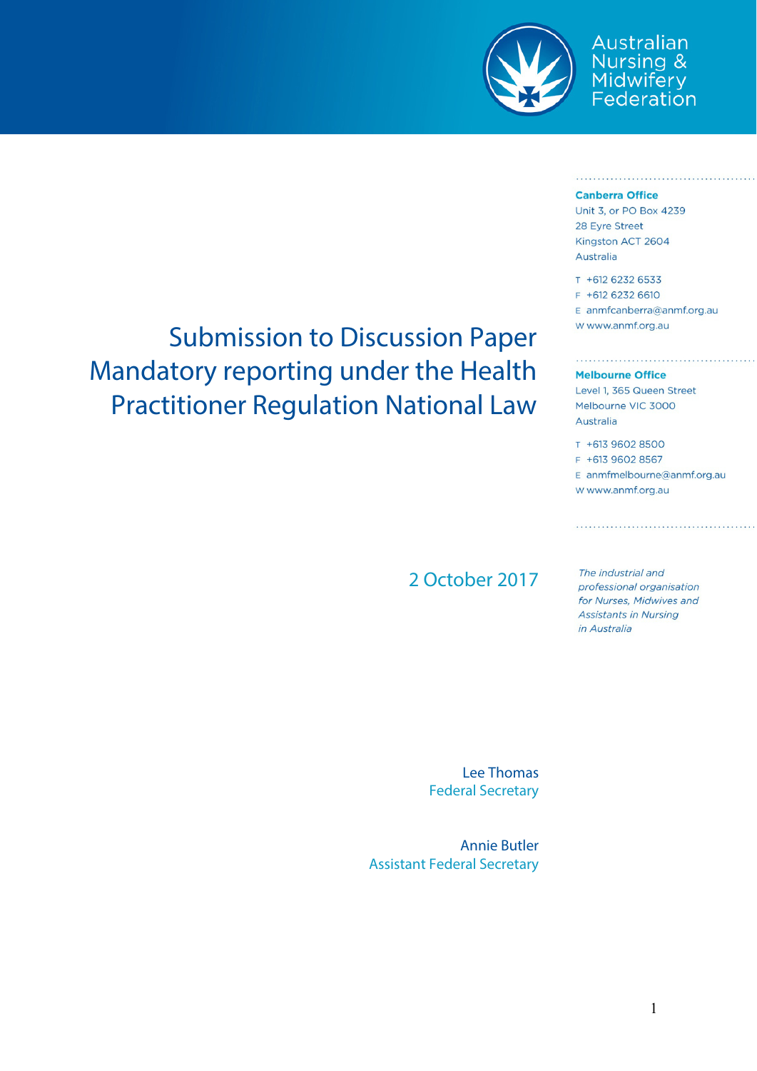Australian Nursing & Midwifery Federation

**Canberra Office**
Unit 3, or PO Box 4239
28 Eyre Street
Kingston ACT 2604
Australia

T +612 6232 6533
F +612 6232 6610
E anmfcanberra@anmf.org.au
W www.anmf.org.au

**Melbourne Office**
Level 1, 365 Queen Street
Melbourne VIC 3000
Australia

T +613 9602 8500
F +613 9602 8567
E anmfmelbourne@anmf.org.au
W www.anmf.org.au

*The industrial and professional organisation for Nurses, Midwives and Assistants in Nursing in Australia*

# Submission to Discussion Paper Mandatory reporting under the Health Practitioner Regulation National Law

2 October 2017

Lee Thomas
Federal Secretary

Annie Butler
Assistant Federal Secretary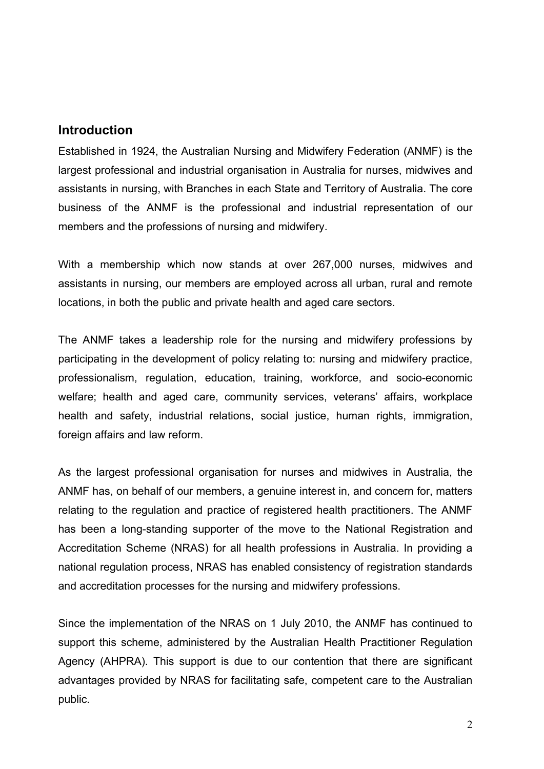## Introduction

Established in 1924, the Australian Nursing and Midwifery Federation (ANMF) is the largest professional and industrial organisation in Australia for nurses, midwives and assistants in nursing, with Branches in each State and Territory of Australia. The core business of the ANMF is the professional and industrial representation of our members and the professions of nursing and midwifery.

With a membership which now stands at over 267,000 nurses, midwives and assistants in nursing, our members are employed across all urban, rural and remote locations, in both the public and private health and aged care sectors.

The ANMF takes a leadership role for the nursing and midwifery professions by participating in the development of policy relating to: nursing and midwifery practice, professionalism, regulation, education, training, workforce, and socio-economic welfare; health and aged care, community services, veterans' affairs, workplace health and safety, industrial relations, social justice, human rights, immigration, foreign affairs and law reform.

As the largest professional organisation for nurses and midwives in Australia, the ANMF has, on behalf of our members, a genuine interest in, and concern for, matters relating to the regulation and practice of registered health practitioners. The ANMF has been a long-standing supporter of the move to the National Registration and Accreditation Scheme (NRAS) for all health professions in Australia. In providing a national regulation process, NRAS has enabled consistency of registration standards and accreditation processes for the nursing and midwifery professions.

Since the implementation of the NRAS on 1 July 2010, the ANMF has continued to support this scheme, administered by the Australian Health Practitioner Regulation Agency (AHPRA). This support is due to our contention that there are significant advantages provided by NRAS for facilitating safe, competent care to the Australian public.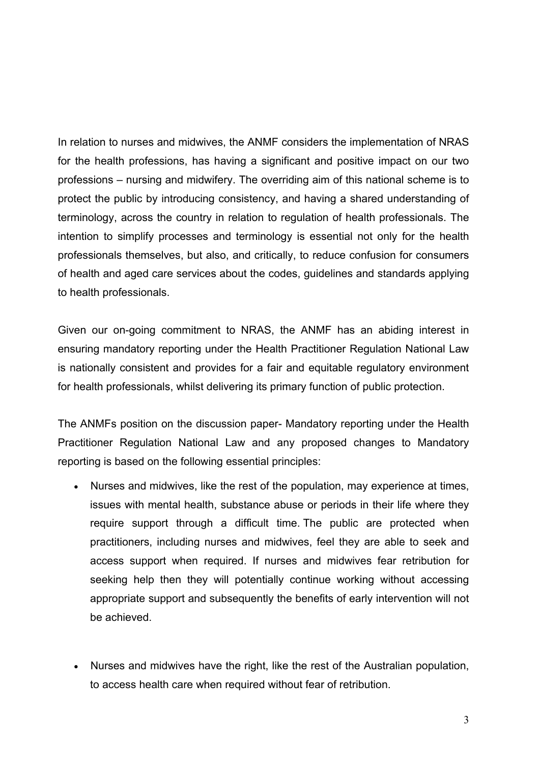In relation to nurses and midwives, the ANMF considers the implementation of NRAS for the health professions, has having a significant and positive impact on our two professions – nursing and midwifery. The overriding aim of this national scheme is to protect the public by introducing consistency, and having a shared understanding of terminology, across the country in relation to regulation of health professionals. The intention to simplify processes and terminology is essential not only for the health professionals themselves, but also, and critically, to reduce confusion for consumers of health and aged care services about the codes, guidelines and standards applying to health professionals.

Given our on-going commitment to NRAS, the ANMF has an abiding interest in ensuring mandatory reporting under the Health Practitioner Regulation National Law is nationally consistent and provides for a fair and equitable regulatory environment for health professionals, whilst delivering its primary function of public protection.

The ANMFs position on the discussion paper- Mandatory reporting under the Health Practitioner Regulation National Law and any proposed changes to Mandatory reporting is based on the following essential principles:

- Nurses and midwives, like the rest of the population, may experience at times, issues with mental health, substance abuse or periods in their life where they require support through a difficult time. The public are protected when practitioners, including nurses and midwives, feel they are able to seek and access support when required. If nurses and midwives fear retribution for seeking help then they will potentially continue working without accessing appropriate support and subsequently the benefits of early intervention will not be achieved.

- Nurses and midwives have the right, like the rest of the Australian population, to access health care when required without fear of retribution.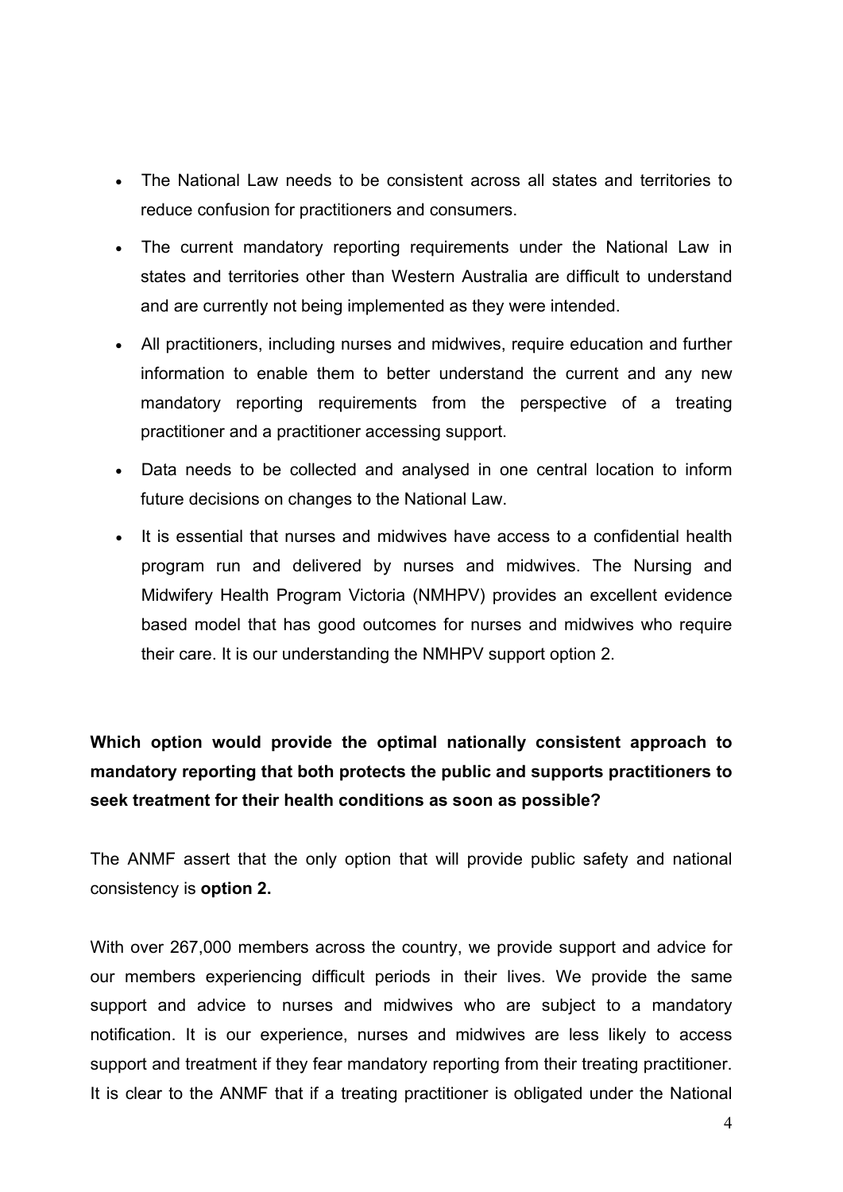- The National Law needs to be consistent across all states and territories to reduce confusion for practitioners and consumers.
- The current mandatory reporting requirements under the National Law in states and territories other than Western Australia are difficult to understand and are currently not being implemented as they were intended.
- All practitioners, including nurses and midwives, require education and further information to enable them to better understand the current and any new mandatory reporting requirements from the perspective of a treating practitioner and a practitioner accessing support.
- Data needs to be collected and analysed in one central location to inform future decisions on changes to the National Law.
- It is essential that nurses and midwives have access to a confidential health program run and delivered by nurses and midwives. The Nursing and Midwifery Health Program Victoria (NMHPV) provides an excellent evidence based model that has good outcomes for nurses and midwives who require their care. It is our understanding the NMHPV support option 2.

**Which option would provide the optimal nationally consistent approach to mandatory reporting that both protects the public and supports practitioners to seek treatment for their health conditions as soon as possible?**

The ANMF assert that the only option that will provide public safety and national consistency is **option 2.**

With over 267,000 members across the country, we provide support and advice for our members experiencing difficult periods in their lives. We provide the same support and advice to nurses and midwives who are subject to a mandatory notification. It is our experience, nurses and midwives are less likely to access support and treatment if they fear mandatory reporting from their treating practitioner. It is clear to the ANMF that if a treating practitioner is obligated under the National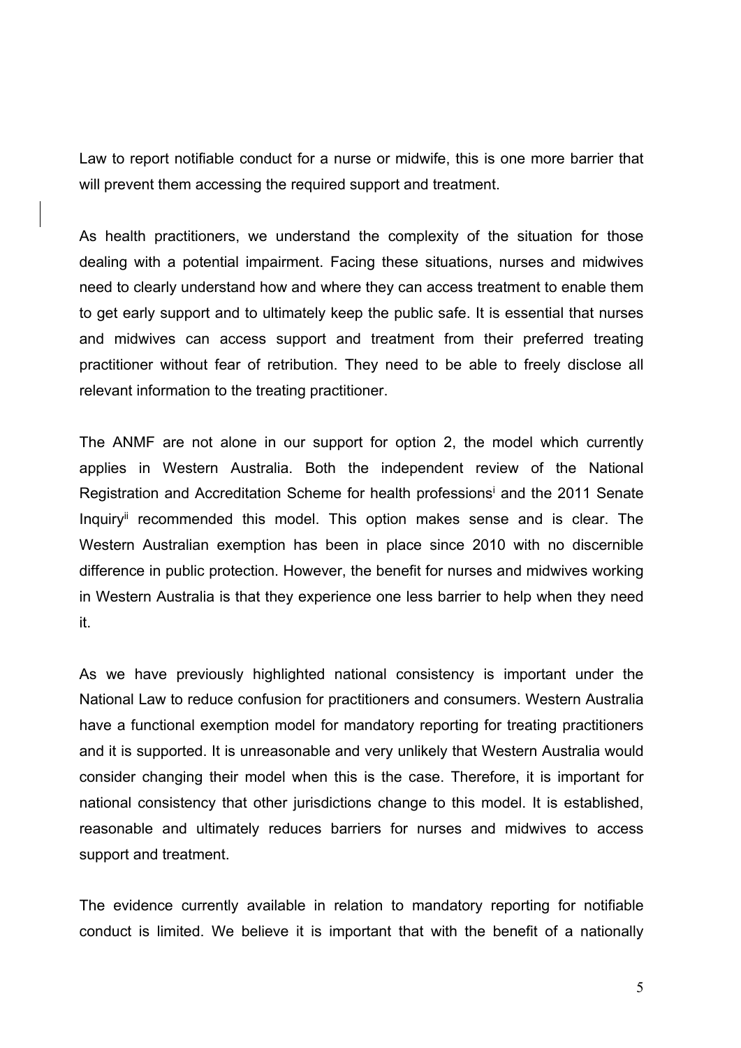Law to report notifiable conduct for a nurse or midwife, this is one more barrier that will prevent them accessing the required support and treatment.

As health practitioners, we understand the complexity of the situation for those dealing with a potential impairment. Facing these situations, nurses and midwives need to clearly understand how and where they can access treatment to enable them to get early support and to ultimately keep the public safe. It is essential that nurses and midwives can access support and treatment from their preferred treating practitioner without fear of retribution. They need to be able to freely disclose all relevant information to the treating practitioner.

The ANMF are not alone in our support for option 2, the model which currently applies in Western Australia. Both the independent review of the National Registration and Accreditation Scheme for health professions[i] and the 2011 Senate Inquiry[ii] recommended this model. This option makes sense and is clear. The Western Australian exemption has been in place since 2010 with no discernible difference in public protection. However, the benefit for nurses and midwives working in Western Australia is that they experience one less barrier to help when they need it.

As we have previously highlighted national consistency is important under the National Law to reduce confusion for practitioners and consumers. Western Australia have a functional exemption model for mandatory reporting for treating practitioners and it is supported. It is unreasonable and very unlikely that Western Australia would consider changing their model when this is the case. Therefore, it is important for national consistency that other jurisdictions change to this model. It is established, reasonable and ultimately reduces barriers for nurses and midwives to access support and treatment.

The evidence currently available in relation to mandatory reporting for notifiable conduct is limited. We believe it is important that with the benefit of a nationally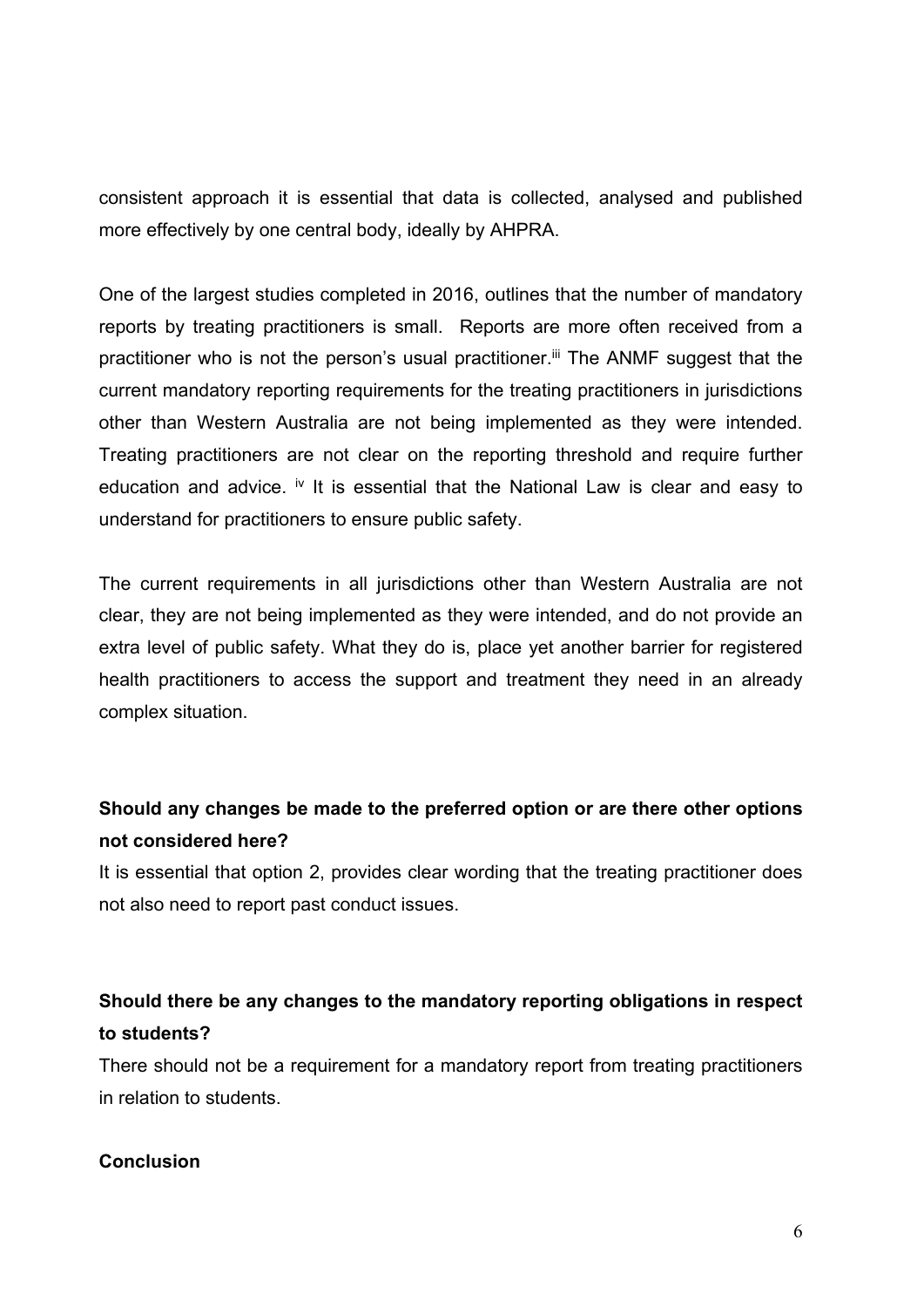consistent approach it is essential that data is collected, analysed and published more effectively by one central body, ideally by AHPRA.

One of the largest studies completed in 2016, outlines that the number of mandatory reports by treating practitioners is small. Reports are more often received from a practitioner who is not the person's usual practitioner.[iii] The ANMF suggest that the current mandatory reporting requirements for the treating practitioners in jurisdictions other than Western Australia are not being implemented as they were intended. Treating practitioners are not clear on the reporting threshold and require further education and advice. [iv] It is essential that the National Law is clear and easy to understand for practitioners to ensure public safety.

The current requirements in all jurisdictions other than Western Australia are not clear, they are not being implemented as they were intended, and do not provide an extra level of public safety. What they do is, place yet another barrier for registered health practitioners to access the support and treatment they need in an already complex situation.

**Should any changes be made to the preferred option or are there other options not considered here?**

It is essential that option 2, provides clear wording that the treating practitioner does not also need to report past conduct issues.

**Should there be any changes to the mandatory reporting obligations in respect to students?**

There should not be a requirement for a mandatory report from treating practitioners in relation to students.

**Conclusion**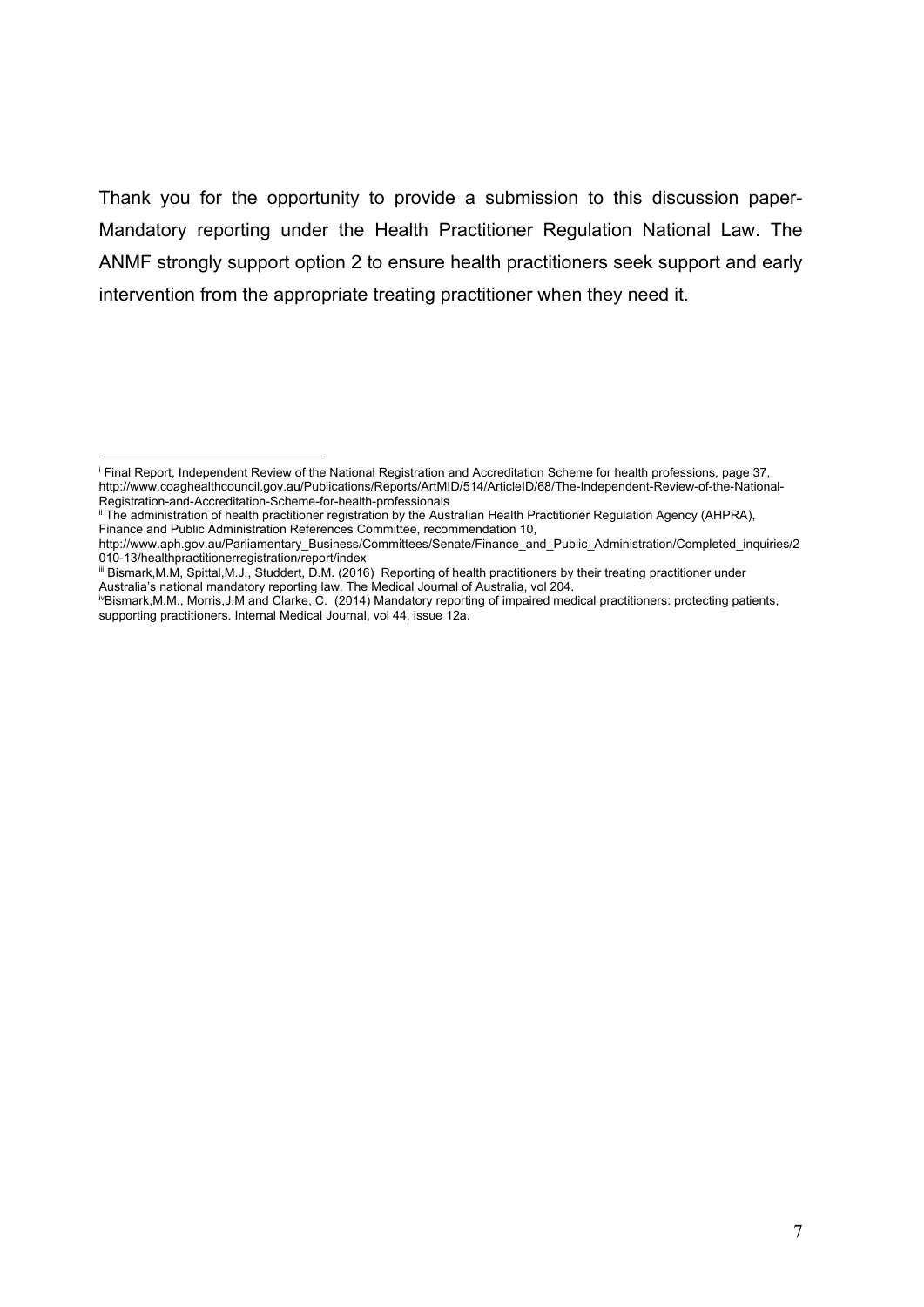Thank you for the opportunity to provide a submission to this discussion paper- Mandatory reporting under the Health Practitioner Regulation National Law. The ANMF strongly support option 2 to ensure health practitioners seek support and early intervention from the appropriate treating practitioner when they need it.

---

[i] Final Report, Independent Review of the National Registration and Accreditation Scheme for health professions, page 37, http://www.coaghealthcouncil.gov.au/Publications/Reports/ArtMID/514/ArticleID/68/The-Independent-Review-of-the-National-Registration-and-Accreditation-Scheme-for-health-professionals

[ii] The administration of health practitioner registration by the Australian Health Practitioner Regulation Agency (AHPRA), Finance and Public Administration References Committee, recommendation 10, http://www.aph.gov.au/Parliamentary_Business/Committees/Senate/Finance_and_Public_Administration/Completed_inquiries/2010-13/healthpractitionerregistration/report/index

[iii] Bismark,M.M, Spittal,M.J., Studdert, D.M. (2016) Reporting of health practitioners by their treating practitioner under Australia's national mandatory reporting law. The Medical Journal of Australia, vol 204.

[iv] Bismark,M.M., Morris,J.M and Clarke, C. (2014) Mandatory reporting of impaired medical practitioners: protecting patients, supporting practitioners. Internal Medical Journal, vol 44, issue 12a.